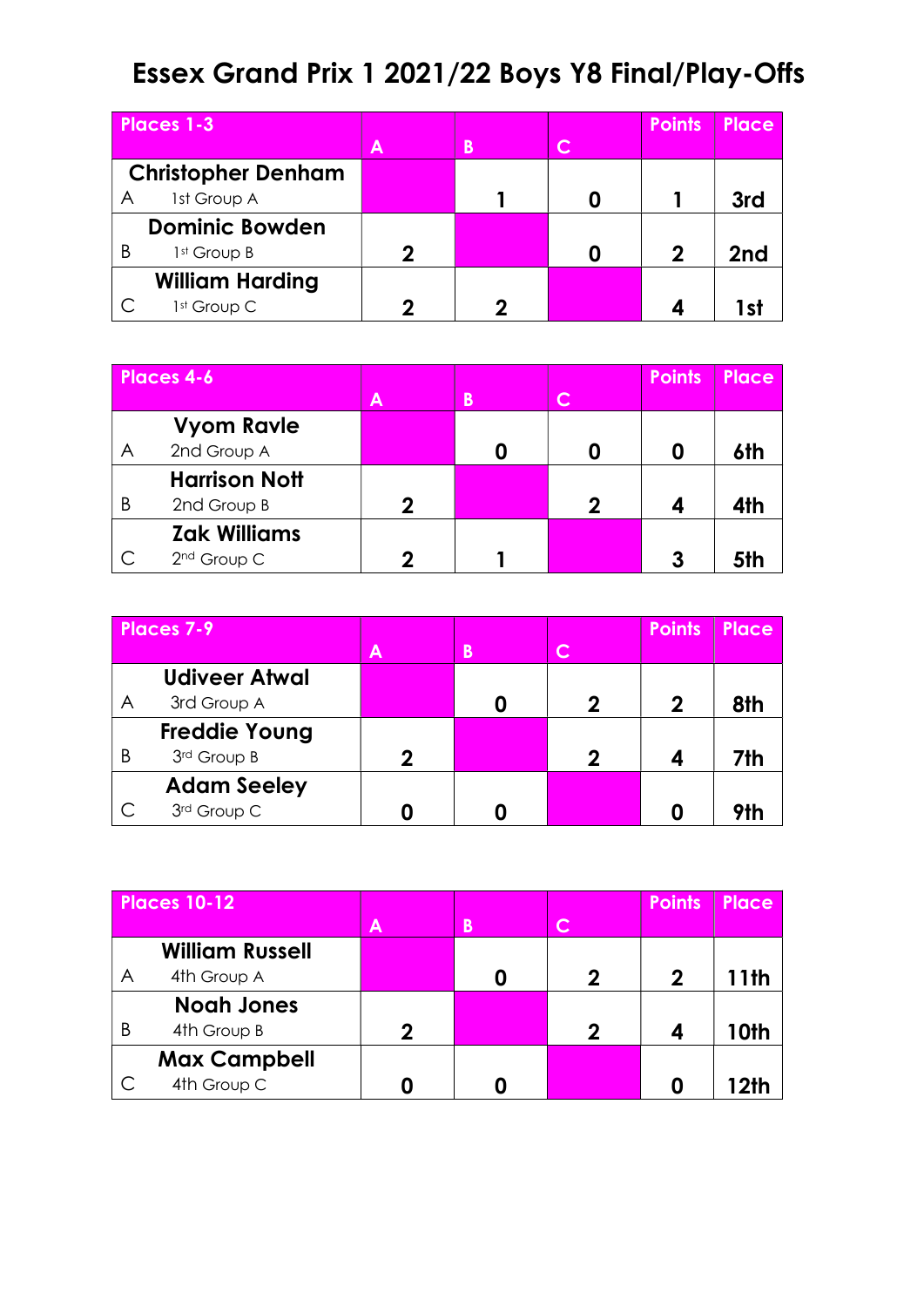# Essex Grand Prix 1 2021/22 Boys Y8 Final/Play-Offs

| Places 1-3 | A | B | C | Points | Place |
|---|---|---|---|---|---|
| Christopher Denham<br>A 1st Group A | | 1 | 0 | 1 | 3rd |
| Dominic Bowden<br>B 1st Group B | 2 | | 0 | 2 | 2nd |
| William Harding<br>C 1st Group C | 2 | 2 | | 4 | 1st |

| Places 4-6 | A | B | C | Points | Place |
|---|---|---|---|---|---|
| Vyom Ravle<br>A 2nd Group A | | 0 | 0 | 0 | 6th |
| Harrison Nott<br>B 2nd Group B | 2 | | 2 | 4 | 4th |
| Zak Williams<br>C 2nd Group C | 2 | 1 | | 3 | 5th |

| Places 7-9 | A | B | C | Points | Place |
|---|---|---|---|---|---|
| Udiveer Atwal<br>A 3rd Group A | | 0 | 2 | 2 | 8th |
| Freddie Young<br>B 3rd Group B | 2 | | 2 | 4 | 7th |
| Adam Seeley<br>C 3rd Group C | 0 | 0 | | 0 | 9th |

| Places 10-12 | A | B | C | Points | Place |
|---|---|---|---|---|---|
| William Russell<br>A 4th Group A | | 0 | 2 | 2 | 11th |
| Noah Jones<br>B 4th Group B | 2 | | 2 | 4 | 10th |
| Max Campbell<br>C 4th Group C | 0 | 0 | | 0 | 12th |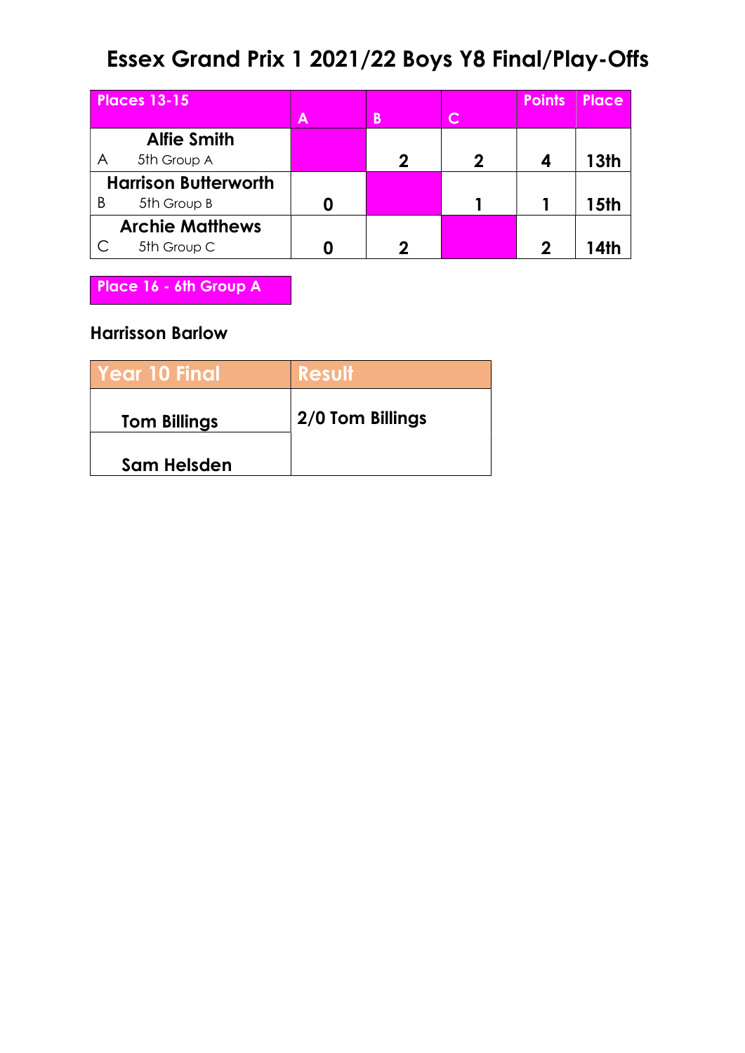# Essex Grand Prix 1 2021/22 Boys Y8 Final/Play-Offs

| Places 13-15 | A | B | C | Points | Place |
|---|---|---|---|---|---|
| **Alfie Smith**<br>A 5th Group A | | 2 | 2 | 4 | 13th |
| **Harrison Butterworth**<br>B 5th Group B | 0 | | 1 | 1 | 15th |
| **Archie Matthews**<br>C 5th Group C | 0 | 2 | | 2 | 14th |

| Place 16 - 6th Group A |
|---|

**Harrisson Barlow**

| Year 10 Final | Result |
|---|---|
| **Tom Billings** | **2/0 Tom Billings** |
| **Sam Helsden** | |